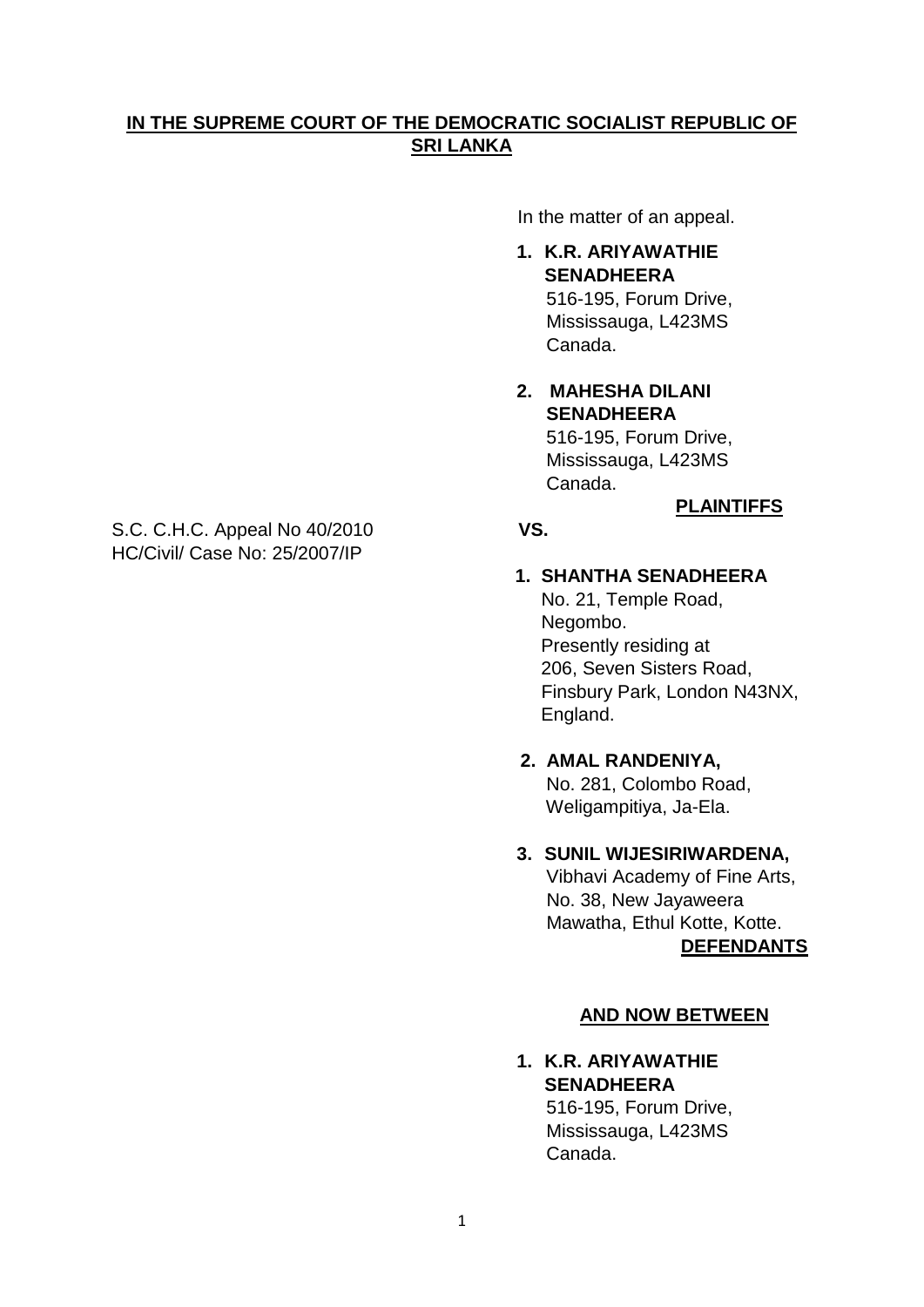**IN THE SUPREME COURT OF THE DEMOCRATIC SOCIALIST REPUBLIC OF SRI LANKA**

In the matter of an appeal.

1. **K.R. ARIYAWATHIE SENADHEERA**
   516-195, Forum Drive,
   Mississauga, L423MS
   Canada.

2. **MAHESHA DILANI SENADHEERA**
   516-195, Forum Drive,
   Mississauga, L423MS
   Canada.

**PLAINTIFFS**

S.C. C.H.C. Appeal No 40/2010
HC/Civil/ Case No: 25/2007/IP

**VS.**

1. **SHANTHA SENADHEERA**
   No. 21, Temple Road,
   Negombo.
   Presently residing at
   206, Seven Sisters Road,
   Finsbury Park, London N43NX,
   England.

2. **AMAL RANDENIYA,**
   No. 281, Colombo Road,
   Weligampitiya, Ja-Ela.

3. **SUNIL WIJESIRIWARDENA,**
   Vibhavi Academy of Fine Arts,
   No. 38, New Jayaweera
   Mawatha, Ethul Kotte, Kotte.

**DEFENDANTS**

**AND NOW BETWEEN**

1. **K.R. ARIYAWATHIE SENADHEERA**
   516-195, Forum Drive,
   Mississauga, L423MS
   Canada.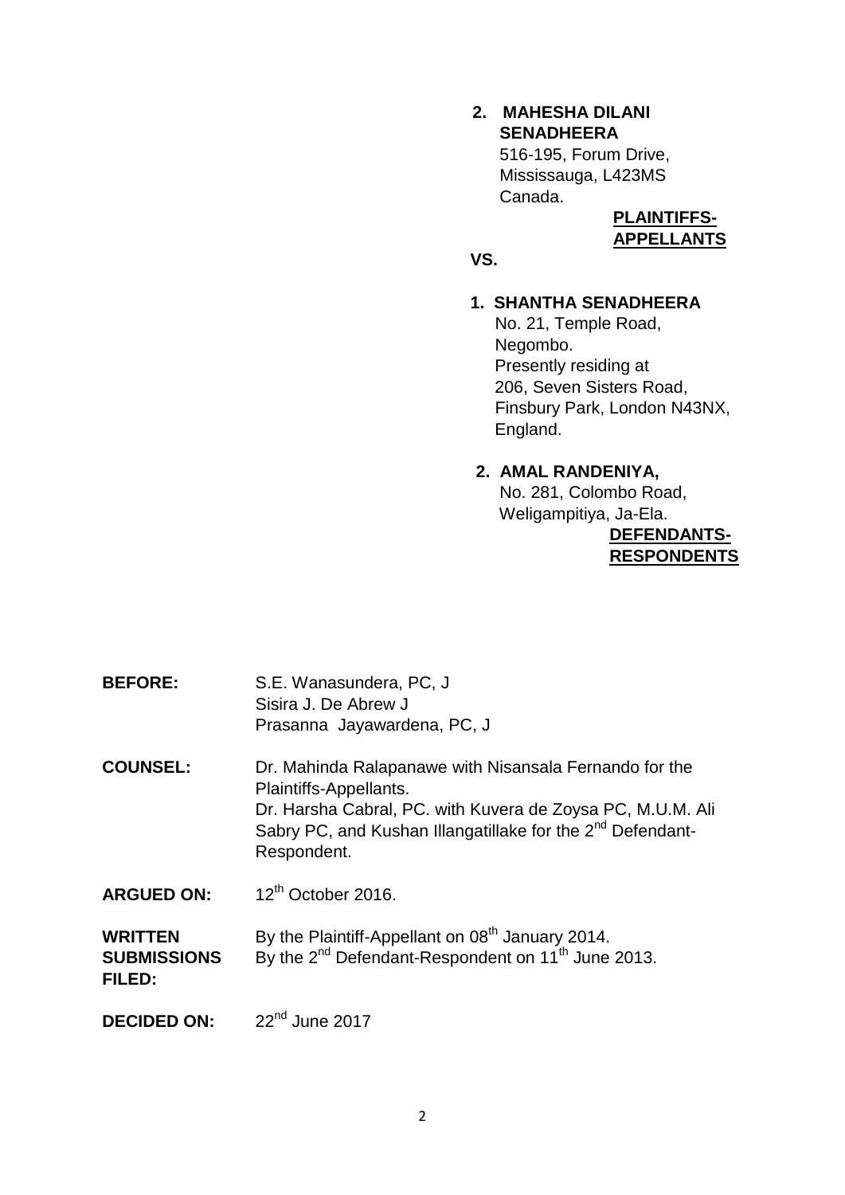**2. MAHESHA DILANI SENADHEERA**
516-195, Forum Drive,
Mississauga, L423MS
Canada.

**PLAINTIFFS-APPELLANTS**

**VS.**

**1. SHANTHA SENADHEERA**
No. 21, Temple Road,
Negombo.
Presently residing at
206, Seven Sisters Road,
Finsbury Park, London N43NX,
England.

**2. AMAL RANDENIYA,**
No. 281, Colombo Road,
Weligampitiya, Ja-Ela.

**DEFENDANTS-RESPONDENTS**

**BEFORE:** S.E. Wanasundera, PC, J
Sisira J. De Abrew J
Prasanna Jayawardena, PC, J

**COUNSEL:** Dr. Mahinda Ralapanawe with Nisansala Fernando for the Plaintiffs-Appellants.
Dr. Harsha Cabral, PC. with Kuvera de Zoysa PC, M.U.M. Ali Sabry PC, and Kushan Illangatillake for the 2nd Defendant-Respondent.

**ARGUED ON:** 12th October 2016.

**WRITTEN SUBMISSIONS FILED:** By the Plaintiff-Appellant on 08th January 2014.
By the 2nd Defendant-Respondent on 11th June 2013.

**DECIDED ON:** 22nd June 2017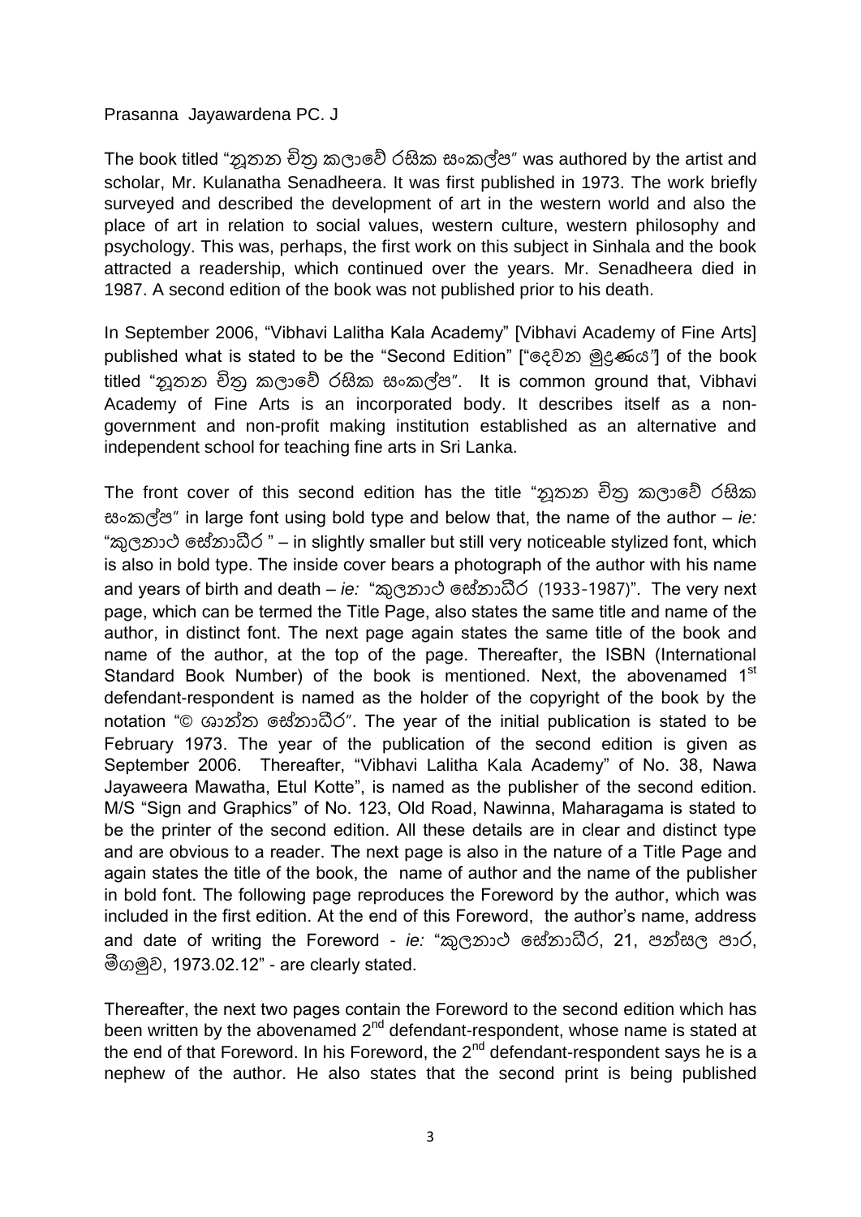Prasanna Jayawardena PC. J

The book titled "නූතන චිත්‍ර කලාවේ රසික සංකල්ප" was authored by the artist and scholar, Mr. Kulanatha Senadheera. It was first published in 1973. The work briefly surveyed and described the development of art in the western world and also the place of art in relation to social values, western culture, western philosophy and psychology. This was, perhaps, the first work on this subject in Sinhala and the book attracted a readership, which continued over the years. Mr. Senadheera died in 1987. A second edition of the book was not published prior to his death.

In September 2006, "Vibhavi Lalitha Kala Academy" [Vibhavi Academy of Fine Arts] published what is stated to be the "Second Edition" ["දෙවන මුද්‍රණය"] of the book titled "නූතන චිත්‍ර කලාවේ රසික සංකල්ප". It is common ground that, Vibhavi Academy of Fine Arts is an incorporated body. It describes itself as a non-government and non-profit making institution established as an alternative and independent school for teaching fine arts in Sri Lanka.

The front cover of this second edition has the title "නූතන චිත්‍ර කලාවේ රසික සංකල්ප" in large font using bold type and below that, the name of the author – *ie:* "කුලනාථ සේනාධීර " – in slightly smaller but still very noticeable stylized font, which is also in bold type. The inside cover bears a photograph of the author with his name and years of birth and death – *ie:* "කුලනාථ සේනාධීර (1933-1987)". The very next page, which can be termed the Title Page, also states the same title and name of the author, in distinct font. The next page again states the same title of the book and name of the author, at the top of the page. Thereafter, the ISBN (International Standard Book Number) of the book is mentioned. Next, the abovenamed 1st defendant-respondent is named as the holder of the copyright of the book by the notation "© ශාන්ත සේනාධීර". The year of the initial publication is stated to be February 1973. The year of the publication of the second edition is given as September 2006. Thereafter, "Vibhavi Lalitha Kala Academy" of No. 38, Nawa Jayaweera Mawatha, Etul Kotte", is named as the publisher of the second edition. M/S "Sign and Graphics" of No. 123, Old Road, Nawinna, Maharagama is stated to be the printer of the second edition. All these details are in clear and distinct type and are obvious to a reader. The next page is also in the nature of a Title Page and again states the title of the book, the name of author and the name of the publisher in bold font. The following page reproduces the Foreword by the author, which was included in the first edition. At the end of this Foreword, the author's name, address and date of writing the Foreword - *ie:* "කුලනාථ සේනාධීර, 21, පන්සල පාර, මීගමුව, 1973.02.12" - are clearly stated.

Thereafter, the next two pages contain the Foreword to the second edition which has been written by the abovenamed 2nd defendant-respondent, whose name is stated at the end of that Foreword. In his Foreword, the 2nd defendant-respondent says he is a nephew of the author. He also states that the second print is being published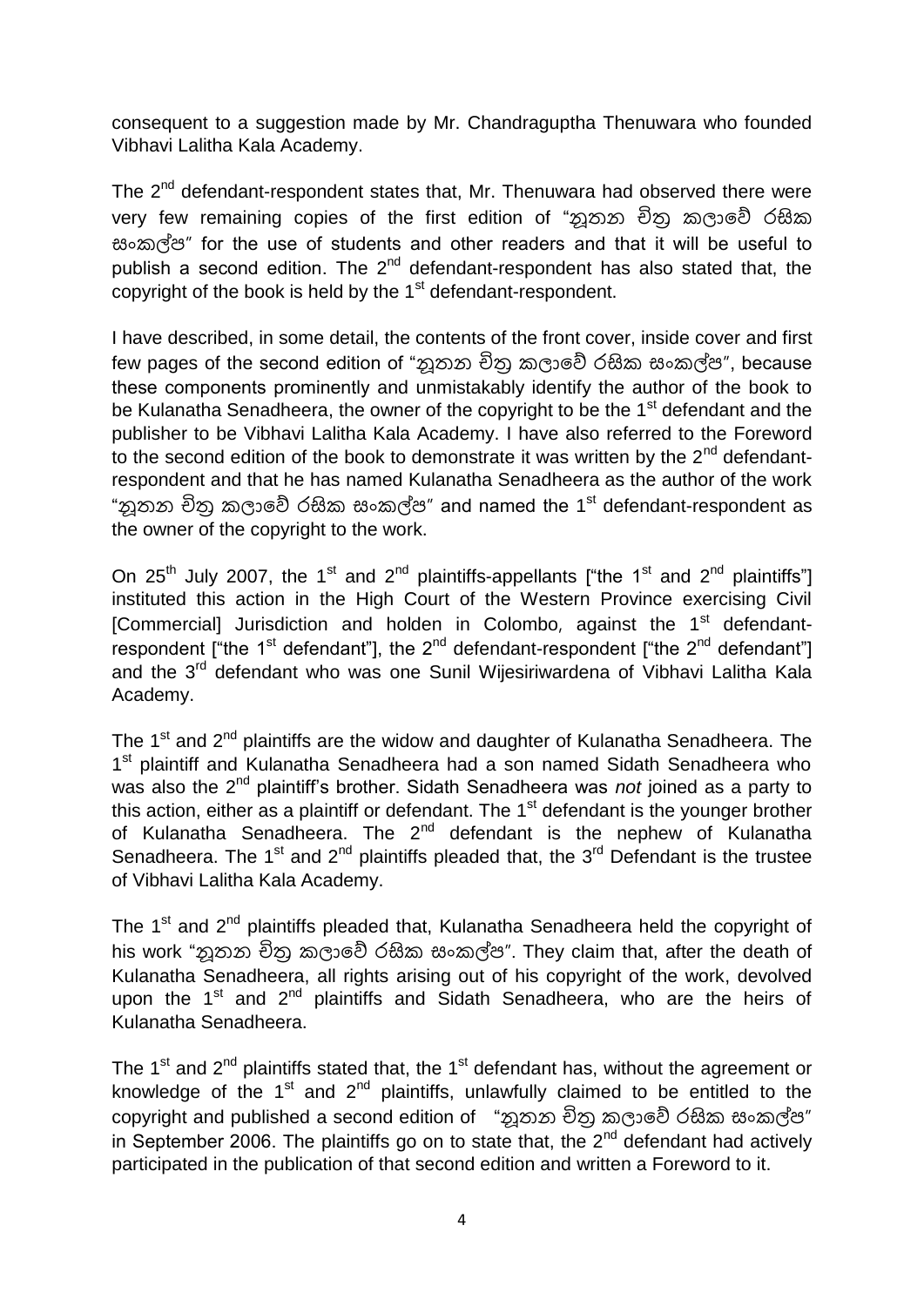consequent to a suggestion made by Mr. Chandraguptha Thenuwara who founded Vibhavi Lalitha Kala Academy.

The 2nd defendant-respondent states that, Mr. Thenuwara had observed there were very few remaining copies of the first edition of "නූතන චිත්‍ර කලාවේ රසික සංකල්ප" for the use of students and other readers and that it will be useful to publish a second edition. The 2nd defendant-respondent has also stated that, the copyright of the book is held by the 1st defendant-respondent.

I have described, in some detail, the contents of the front cover, inside cover and first few pages of the second edition of "නූතන චිත්‍ර කලාවේ රසික සංකල්ප", because these components prominently and unmistakably identify the author of the book to be Kulanatha Senadheera, the owner of the copyright to be the 1st defendant and the publisher to be Vibhavi Lalitha Kala Academy. I have also referred to the Foreword to the second edition of the book to demonstrate it was written by the 2nd defendant-respondent and that he has named Kulanatha Senadheera as the author of the work "නූතන චිත්‍ර කලාවේ රසික සංකල්ප" and named the 1st defendant-respondent as the owner of the copyright to the work.

On 25th July 2007, the 1st and 2nd plaintiffs-appellants ["the 1st and 2nd plaintiffs"] instituted this action in the High Court of the Western Province exercising Civil [Commercial] Jurisdiction and holden in Colombo, against the 1st defendant-respondent ["the 1st defendant"], the 2nd defendant-respondent ["the 2nd defendant"] and the 3rd defendant who was one Sunil Wijesiriwardena of Vibhavi Lalitha Kala Academy.

The 1st and 2nd plaintiffs are the widow and daughter of Kulanatha Senadheera. The 1st plaintiff and Kulanatha Senadheera had a son named Sidath Senadheera who was also the 2nd plaintiff's brother. Sidath Senadheera was *not* joined as a party to this action, either as a plaintiff or defendant. The 1st defendant is the younger brother of Kulanatha Senadheera. The 2nd defendant is the nephew of Kulanatha Senadheera. The 1st and 2nd plaintiffs pleaded that, the 3rd Defendant is the trustee of Vibhavi Lalitha Kala Academy.

The 1st and 2nd plaintiffs pleaded that, Kulanatha Senadheera held the copyright of his work "නූතන චිත්‍ර කලාවේ රසික සංකල්ප". They claim that, after the death of Kulanatha Senadheera, all rights arising out of his copyright of the work, devolved upon the 1st and 2nd plaintiffs and Sidath Senadheera, who are the heirs of Kulanatha Senadheera.

The 1st and 2nd plaintiffs stated that, the 1st defendant has, without the agreement or knowledge of the 1st and 2nd plaintiffs, unlawfully claimed to be entitled to the copyright and published a second edition of "නූතන චිත්‍ර කලාවේ රසික සංකල්ප" in September 2006. The plaintiffs go on to state that, the 2nd defendant had actively participated in the publication of that second edition and written a Foreword to it.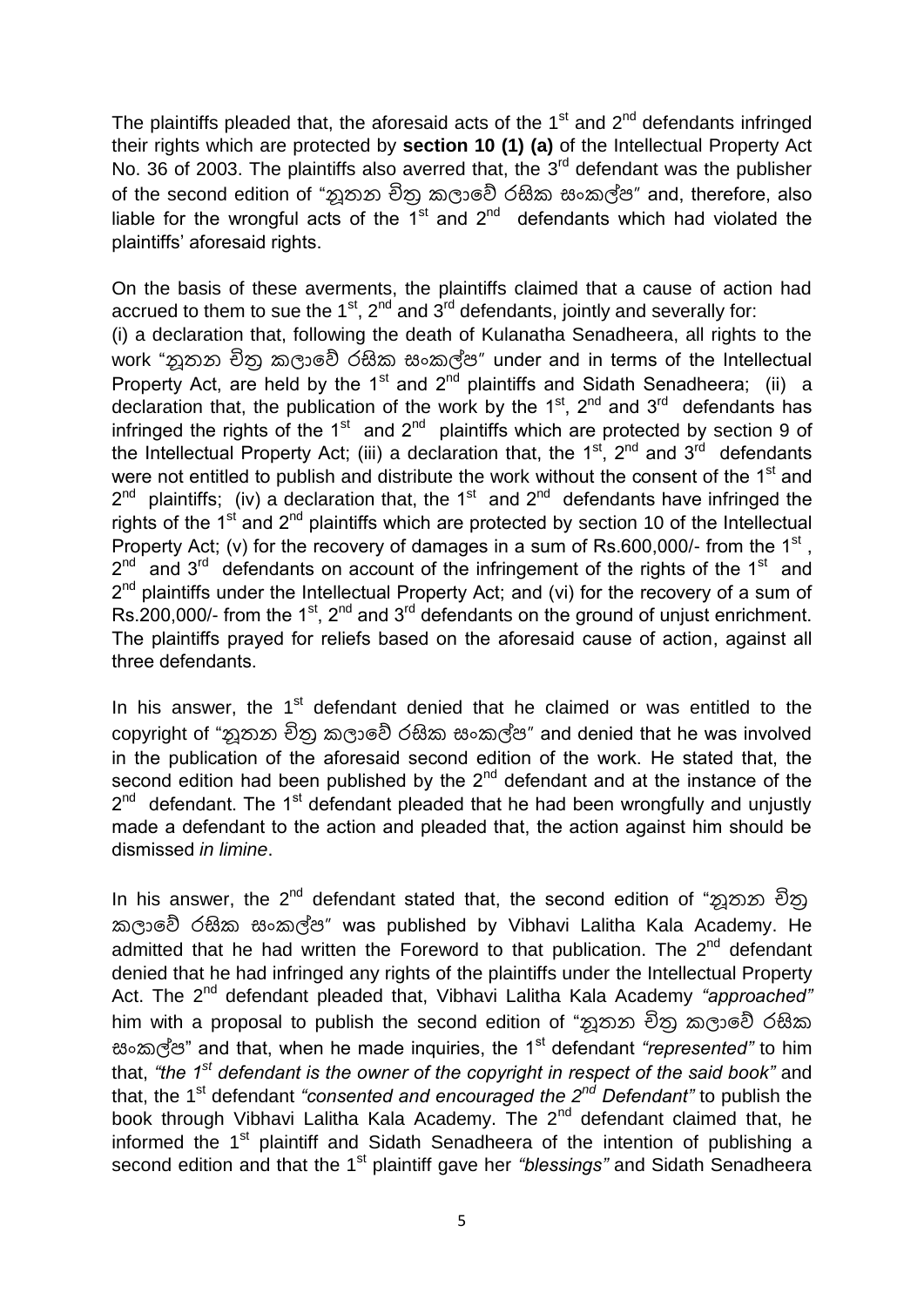The plaintiffs pleaded that, the aforesaid acts of the 1st and 2nd defendants infringed their rights which are protected by **section 10 (1) (a)** of the Intellectual Property Act No. 36 of 2003. The plaintiffs also averred that, the 3rd defendant was the publisher of the second edition of "නූතන චිත්‍ර කලාවේ රසික සංකල්ප" and, therefore, also liable for the wrongful acts of the 1st and 2nd defendants which had violated the plaintiffs' aforesaid rights.

On the basis of these averments, the plaintiffs claimed that a cause of action had accrued to them to sue the 1st, 2nd and 3rd defendants, jointly and severally for: (i) a declaration that, following the death of Kulanatha Senadheera, all rights to the work "නූතන චිත්‍ර කලාවේ රසික සංකල්ප" under and in terms of the Intellectual Property Act, are held by the 1st and 2nd plaintiffs and Sidath Senadheera; (ii) a declaration that, the publication of the work by the 1st, 2nd and 3rd defendants has infringed the rights of the 1st and 2nd plaintiffs which are protected by section 9 of the Intellectual Property Act; (iii) a declaration that, the 1st, 2nd and 3rd defendants were not entitled to publish and distribute the work without the consent of the 1st and 2nd plaintiffs; (iv) a declaration that, the 1st and 2nd defendants have infringed the rights of the 1st and 2nd plaintiffs which are protected by section 10 of the Intellectual Property Act; (v) for the recovery of damages in a sum of Rs.600,000/- from the 1st, 2nd and 3rd defendants on account of the infringement of the rights of the 1st and 2nd plaintiffs under the Intellectual Property Act; and (vi) for the recovery of a sum of Rs.200,000/- from the 1st, 2nd and 3rd defendants on the ground of unjust enrichment. The plaintiffs prayed for reliefs based on the aforesaid cause of action, against all three defendants.

In his answer, the 1st defendant denied that he claimed or was entitled to the copyright of "නූතන චිත්‍ර කලාවේ රසික සංකල්ප" and denied that he was involved in the publication of the aforesaid second edition of the work. He stated that, the second edition had been published by the 2nd defendant and at the instance of the 2nd defendant. The 1st defendant pleaded that he had been wrongfully and unjustly made a defendant to the action and pleaded that, the action against him should be dismissed *in limine*.

In his answer, the 2nd defendant stated that, the second edition of "නූතන චිත්‍ර කලාවේ රසික සංකල්ප" was published by Vibhavi Lalitha Kala Academy. He admitted that he had written the Foreword to that publication. The 2nd defendant denied that he had infringed any rights of the plaintiffs under the Intellectual Property Act. The 2nd defendant pleaded that, Vibhavi Lalitha Kala Academy *"approached"* him with a proposal to publish the second edition of "නූතන චිත්‍ර කලාවේ රසික සංකල්ප" and that, when he made inquiries, the 1st defendant *"represented"* to him that, *"the 1st defendant is the owner of the copyright in respect of the said book"* and that, the 1st defendant *"consented and encouraged the 2nd Defendant"* to publish the book through Vibhavi Lalitha Kala Academy. The 2nd defendant claimed that, he informed the 1st plaintiff and Sidath Senadheera of the intention of publishing a second edition and that the 1st plaintiff gave her *"blessings"* and Sidath Senadheera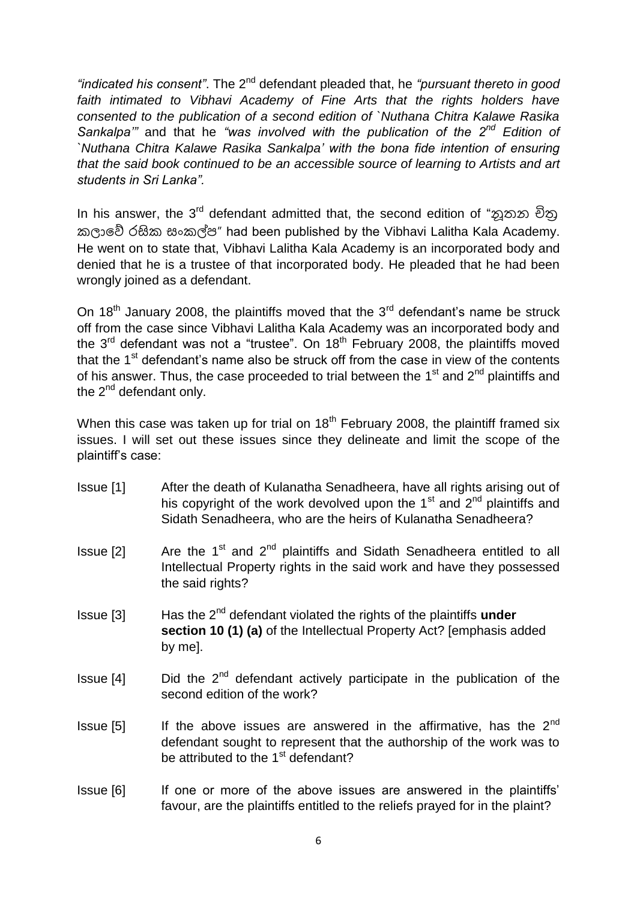*"indicated his consent"*. The 2nd defendant pleaded that, he *"pursuant thereto in good faith intimated to Vibhavi Academy of Fine Arts that the rights holders have consented to the publication of a second edition of `Nuthana Chitra Kalawe Rasika Sankalpa'"* and that he *"was involved with the publication of the 2nd Edition of `Nuthana Chitra Kalawe Rasika Sankalpa' with the bona fide intention of ensuring that the said book continued to be an accessible source of learning to Artists and art students in Sri Lanka".*

In his answer, the 3rd defendant admitted that, the second edition of "නූතන චිත්‍ර කලාවේ රසික සංකල්ප" had been published by the Vibhavi Lalitha Kala Academy. He went on to state that, Vibhavi Lalitha Kala Academy is an incorporated body and denied that he is a trustee of that incorporated body. He pleaded that he had been wrongly joined as a defendant.

On 18th January 2008, the plaintiffs moved that the 3rd defendant's name be struck off from the case since Vibhavi Lalitha Kala Academy was an incorporated body and the 3rd defendant was not a "trustee". On 18th February 2008, the plaintiffs moved that the 1st defendant's name also be struck off from the case in view of the contents of his answer. Thus, the case proceeded to trial between the 1st and 2nd plaintiffs and the 2nd defendant only.

When this case was taken up for trial on 18th February 2008, the plaintiff framed six issues. I will set out these issues since they delineate and limit the scope of the plaintiff's case:

Issue [1] After the death of Kulanatha Senadheera, have all rights arising out of his copyright of the work devolved upon the 1st and 2nd plaintiffs and Sidath Senadheera, who are the heirs of Kulanatha Senadheera?

Issue [2] Are the 1st and 2nd plaintiffs and Sidath Senadheera entitled to all Intellectual Property rights in the said work and have they possessed the said rights?

Issue [3] Has the 2nd defendant violated the rights of the plaintiffs **under section 10 (1) (a)** of the Intellectual Property Act? [emphasis added by me].

Issue [4] Did the 2nd defendant actively participate in the publication of the second edition of the work?

Issue [5] If the above issues are answered in the affirmative, has the 2nd defendant sought to represent that the authorship of the work was to be attributed to the 1st defendant?

Issue [6] If one or more of the above issues are answered in the plaintiffs' favour, are the plaintiffs entitled to the reliefs prayed for in the plaint?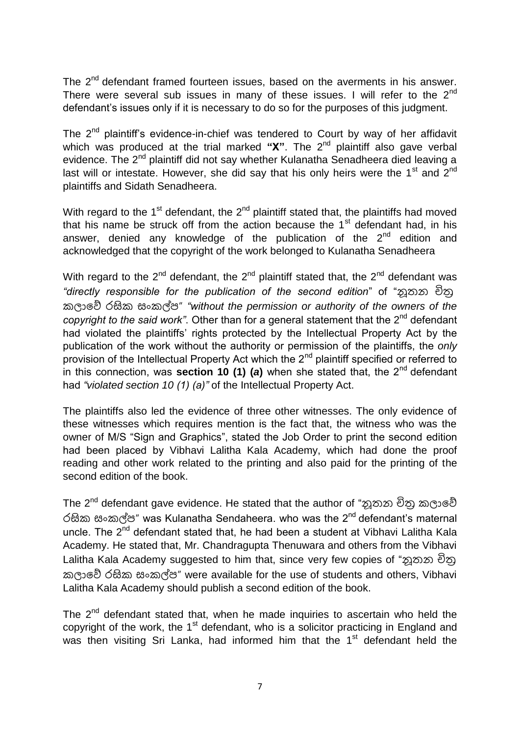The 2nd defendant framed fourteen issues, based on the averments in his answer. There were several sub issues in many of these issues. I will refer to the 2nd defendant's issues only if it is necessary to do so for the purposes of this judgment.

The 2nd plaintiff's evidence-in-chief was tendered to Court by way of her affidavit which was produced at the trial marked **"X"**. The 2nd plaintiff also gave verbal evidence. The 2nd plaintiff did not say whether Kulanatha Senadheera died leaving a last will or intestate. However, she did say that his only heirs were the 1st and 2nd plaintiffs and Sidath Senadheera.

With regard to the 1st defendant, the 2nd plaintiff stated that, the plaintiffs had moved that his name be struck off from the action because the 1st defendant had, in his answer, denied any knowledge of the publication of the 2nd edition and acknowledged that the copyright of the work belonged to Kulanatha Senadheera

With regard to the 2nd defendant, the 2nd plaintiff stated that, the 2nd defendant was *"directly responsible for the publication of the second edition"* of "නූතන චිත්‍ර කලාවේ රසික සංකල්ප" *"without the permission or authority of the owners of the copyright to the said work"*. Other than for a general statement that the 2nd defendant had violated the plaintiffs' rights protected by the Intellectual Property Act by the publication of the work without the authority or permission of the plaintiffs, the *only* provision of the Intellectual Property Act which the 2nd plaintiff specified or referred to in this connection, was **section 10 (1) (*a*)** when she stated that, the 2nd defendant had *"violated section 10 (1) (a)"* of the Intellectual Property Act.

The plaintiffs also led the evidence of three other witnesses. The only evidence of these witnesses which requires mention is the fact that, the witness who was the owner of M/S "Sign and Graphics", stated the Job Order to print the second edition had been placed by Vibhavi Lalitha Kala Academy, which had done the proof reading and other work related to the printing and also paid for the printing of the second edition of the book.

The 2nd defendant gave evidence. He stated that the author of "නූතන චිත්‍ර කලාවේ රසික සංකල්ප" was Kulanatha Sendaheera. who was the 2nd defendant's maternal uncle. The 2nd defendant stated that, he had been a student at Vibhavi Lalitha Kala Academy. He stated that, Mr. Chandragupta Thenuwara and others from the Vibhavi Lalitha Kala Academy suggested to him that, since very few copies of "නූතන චිත්‍ර කලාවේ රසික සංකල්ප" were available for the use of students and others, Vibhavi Lalitha Kala Academy should publish a second edition of the book.

The 2nd defendant stated that, when he made inquiries to ascertain who held the copyright of the work, the 1st defendant, who is a solicitor practicing in England and was then visiting Sri Lanka, had informed him that the 1st defendant held the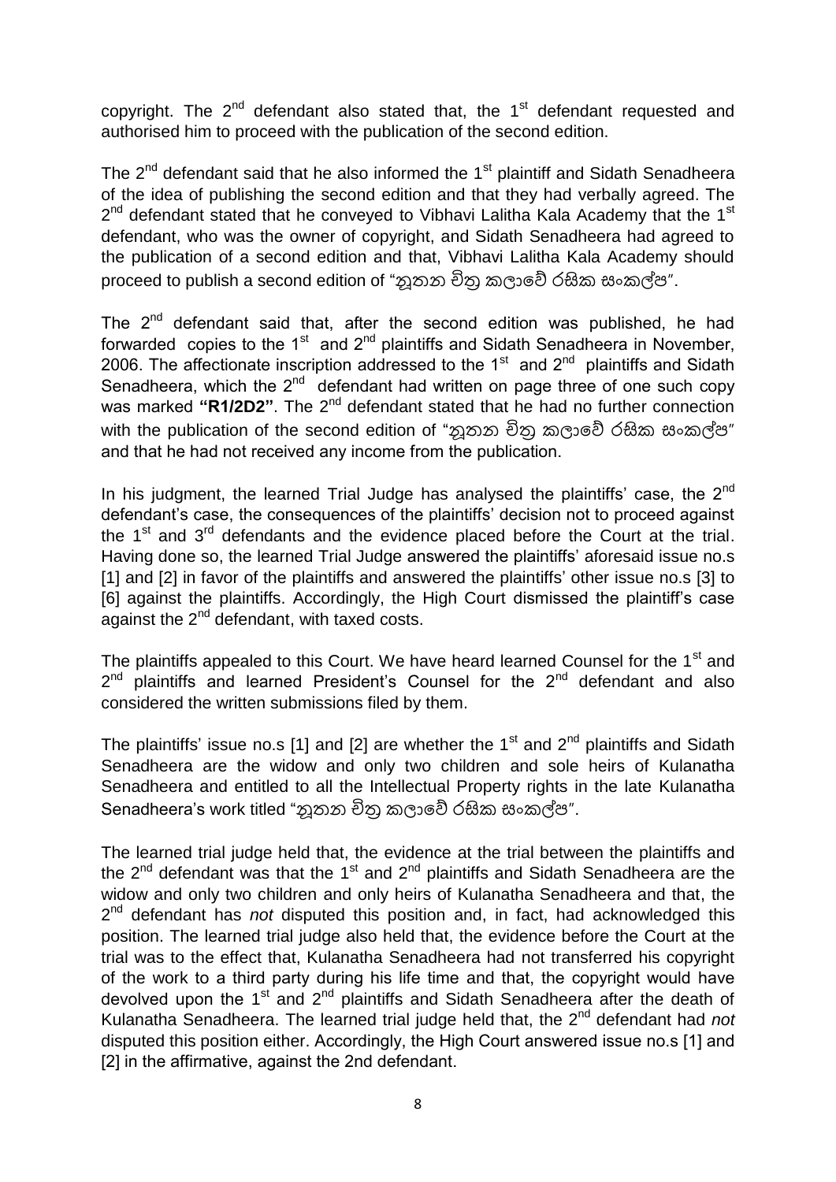copyright. The 2nd defendant also stated that, the 1st defendant requested and authorised him to proceed with the publication of the second edition.

The 2nd defendant said that he also informed the 1st plaintiff and Sidath Senadheera of the idea of publishing the second edition and that they had verbally agreed. The 2nd defendant stated that he conveyed to Vibhavi Lalitha Kala Academy that the 1st defendant, who was the owner of copyright, and Sidath Senadheera had agreed to the publication of a second edition and that, Vibhavi Lalitha Kala Academy should proceed to publish a second edition of "නූතන චිත්‍ර කලාවේ රසික සංකල්ප".

The 2nd defendant said that, after the second edition was published, he had forwarded copies to the 1st and 2nd plaintiffs and Sidath Senadheera in November, 2006. The affectionate inscription addressed to the 1st and 2nd plaintiffs and Sidath Senadheera, which the 2nd defendant had written on page three of one such copy was marked **"R1/2D2"**. The 2nd defendant stated that he had no further connection with the publication of the second edition of "නූතන චිත්‍ර කලාවේ රසික සංකල්ප" and that he had not received any income from the publication.

In his judgment, the learned Trial Judge has analysed the plaintiffs' case, the 2nd defendant's case, the consequences of the plaintiffs' decision not to proceed against the 1st and 3rd defendants and the evidence placed before the Court at the trial. Having done so, the learned Trial Judge answered the plaintiffs' aforesaid issue no.s [1] and [2] in favor of the plaintiffs and answered the plaintiffs' other issue no.s [3] to [6] against the plaintiffs. Accordingly, the High Court dismissed the plaintiff's case against the 2nd defendant, with taxed costs.

The plaintiffs appealed to this Court. We have heard learned Counsel for the 1st and 2nd plaintiffs and learned President's Counsel for the 2nd defendant and also considered the written submissions filed by them.

The plaintiffs' issue no.s [1] and [2] are whether the 1st and 2nd plaintiffs and Sidath Senadheera are the widow and only two children and sole heirs of Kulanatha Senadheera and entitled to all the Intellectual Property rights in the late Kulanatha Senadheera's work titled "නූතන චිත්‍ර කලාවේ රසික සංකල්ප".

The learned trial judge held that, the evidence at the trial between the plaintiffs and the 2nd defendant was that the 1st and 2nd plaintiffs and Sidath Senadheera are the widow and only two children and only heirs of Kulanatha Senadheera and that, the 2nd defendant has *not* disputed this position and, in fact, had acknowledged this position. The learned trial judge also held that, the evidence before the Court at the trial was to the effect that, Kulanatha Senadheera had not transferred his copyright of the work to a third party during his life time and that, the copyright would have devolved upon the 1st and 2nd plaintiffs and Sidath Senadheera after the death of Kulanatha Senadheera. The learned trial judge held that, the 2nd defendant had *not* disputed this position either. Accordingly, the High Court answered issue no.s [1] and [2] in the affirmative, against the 2nd defendant.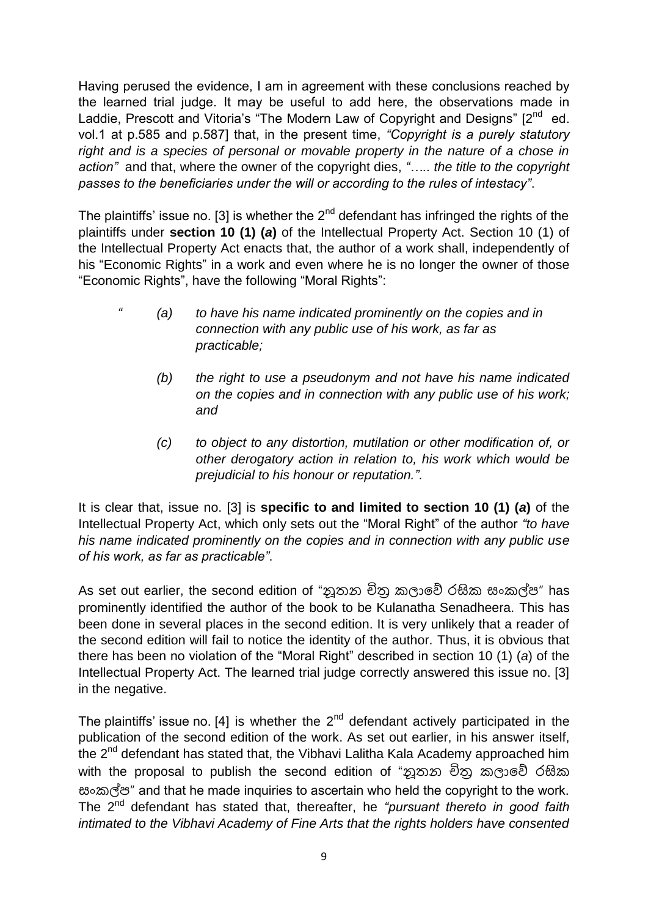Having perused the evidence, I am in agreement with these conclusions reached by the learned trial judge. It may be useful to add here, the observations made in Laddie, Prescott and Vitoria's "The Modern Law of Copyright and Designs" [2nd ed. vol.1 at p.585 and p.587] that, in the present time, *"Copyright is a purely statutory right and is a species of personal or movable property in the nature of a chose in action"* and that, where the owner of the copyright dies, *"….. the title to the copyright passes to the beneficiaries under the will or according to the rules of intestacy"*.

The plaintiffs' issue no. [3] is whether the 2nd defendant has infringed the rights of the plaintiffs under **section 10 (1) (*a*)** of the Intellectual Property Act. Section 10 (1) of the Intellectual Property Act enacts that, the author of a work shall, independently of his "Economic Rights" in a work and even where he is no longer the owner of those "Economic Rights", have the following "Moral Rights":

> *" (a) to have his name indicated prominently on the copies and in connection with any public use of his work, as far as practicable;*
>
> *(b) the right to use a pseudonym and not have his name indicated on the copies and in connection with any public use of his work; and*
>
> *(c) to object to any distortion, mutilation or other modification of, or other derogatory action in relation to, his work which would be prejudicial to his honour or reputation."*.

It is clear that, issue no. [3] is **specific to and limited to section 10 (1) (*a*)** of the Intellectual Property Act, which only sets out the "Moral Right" of the author *"to have his name indicated prominently on the copies and in connection with any public use of his work, as far as practicable"*.

As set out earlier, the second edition of "නූතන චිත්‍ර කලාවේ රසික සංකල්ප" has prominently identified the author of the book to be Kulanatha Senadheera. This has been done in several places in the second edition. It is very unlikely that a reader of the second edition will fail to notice the identity of the author. Thus, it is obvious that there has been no violation of the "Moral Right" described in section 10 (1) (*a*) of the Intellectual Property Act. The learned trial judge correctly answered this issue no. [3] in the negative.

The plaintiffs' issue no. [4] is whether the 2nd defendant actively participated in the publication of the second edition of the work. As set out earlier, in his answer itself, the 2nd defendant has stated that, the Vibhavi Lalitha Kala Academy approached him with the proposal to publish the second edition of "නූතන චිත්‍ර කලාවේ රසික සංකල්ප" and that he made inquiries to ascertain who held the copyright to the work. The 2nd defendant has stated that, thereafter, he *"pursuant thereto in good faith intimated to the Vibhavi Academy of Fine Arts that the rights holders have consented*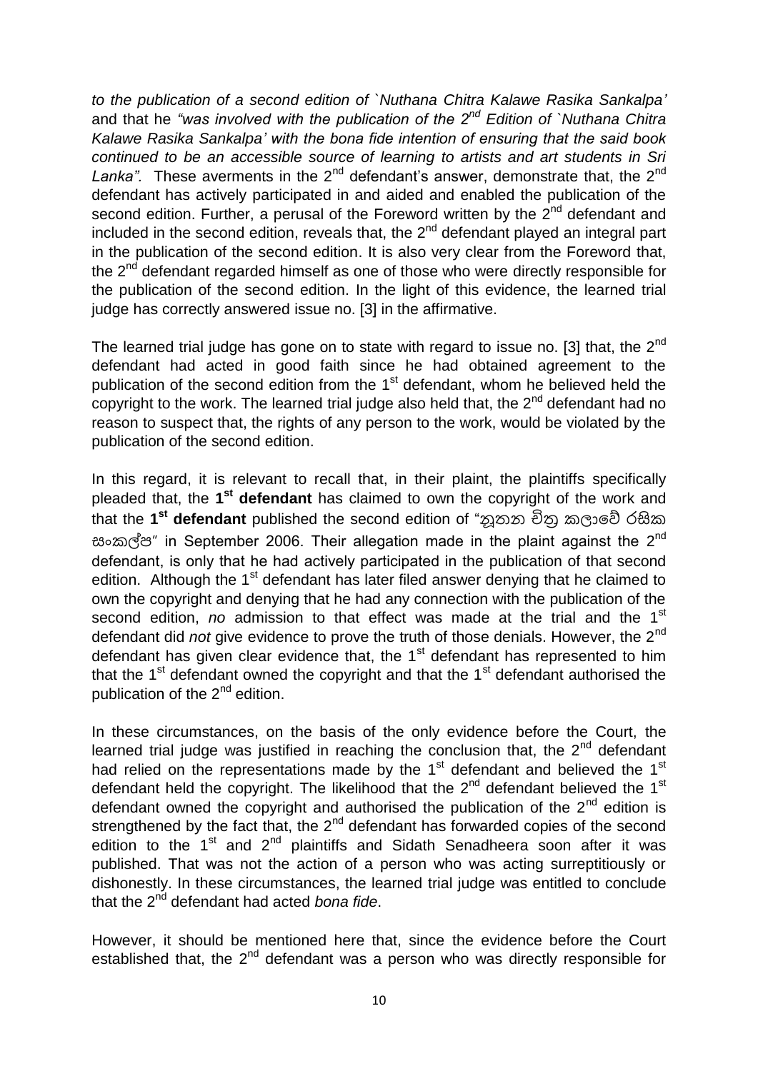*to the publication of a second edition of `Nuthana Chitra Kalawe Rasika Sankalpa'* and that he *"was involved with the publication of the 2nd Edition of `Nuthana Chitra Kalawe Rasika Sankalpa' with the bona fide intention of ensuring that the said book continued to be an accessible source of learning to artists and art students in Sri Lanka".* These averments in the 2nd defendant's answer, demonstrate that, the 2nd defendant has actively participated in and aided and enabled the publication of the second edition. Further, a perusal of the Foreword written by the 2nd defendant and included in the second edition, reveals that, the 2nd defendant played an integral part in the publication of the second edition. It is also very clear from the Foreword that, the 2nd defendant regarded himself as one of those who were directly responsible for the publication of the second edition. In the light of this evidence, the learned trial judge has correctly answered issue no. [3] in the affirmative.

The learned trial judge has gone on to state with regard to issue no. [3] that, the 2nd defendant had acted in good faith since he had obtained agreement to the publication of the second edition from the 1st defendant, whom he believed held the copyright to the work. The learned trial judge also held that, the 2nd defendant had no reason to suspect that, the rights of any person to the work, would be violated by the publication of the second edition.

In this regard, it is relevant to recall that, in their plaint, the plaintiffs specifically pleaded that, the **1st defendant** has claimed to own the copyright of the work and that the **1st defendant** published the second edition of "නූතන චිත්‍ර කලාවේ රසික සංකල්ප" in September 2006. Their allegation made in the plaint against the 2nd defendant, is only that he had actively participated in the publication of that second edition. Although the 1st defendant has later filed answer denying that he claimed to own the copyright and denying that he had any connection with the publication of the second edition, *no* admission to that effect was made at the trial and the 1st defendant did *not* give evidence to prove the truth of those denials. However, the 2nd defendant has given clear evidence that, the 1st defendant has represented to him that the 1st defendant owned the copyright and that the 1st defendant authorised the publication of the 2nd edition.

In these circumstances, on the basis of the only evidence before the Court, the learned trial judge was justified in reaching the conclusion that, the 2nd defendant had relied on the representations made by the 1st defendant and believed the 1st defendant held the copyright. The likelihood that the 2nd defendant believed the 1st defendant owned the copyright and authorised the publication of the 2nd edition is strengthened by the fact that, the 2nd defendant has forwarded copies of the second edition to the 1st and 2nd plaintiffs and Sidath Senadheera soon after it was published. That was not the action of a person who was acting surreptitiously or dishonestly. In these circumstances, the learned trial judge was entitled to conclude that the 2nd defendant had acted *bona fide*.

However, it should be mentioned here that, since the evidence before the Court established that, the 2nd defendant was a person who was directly responsible for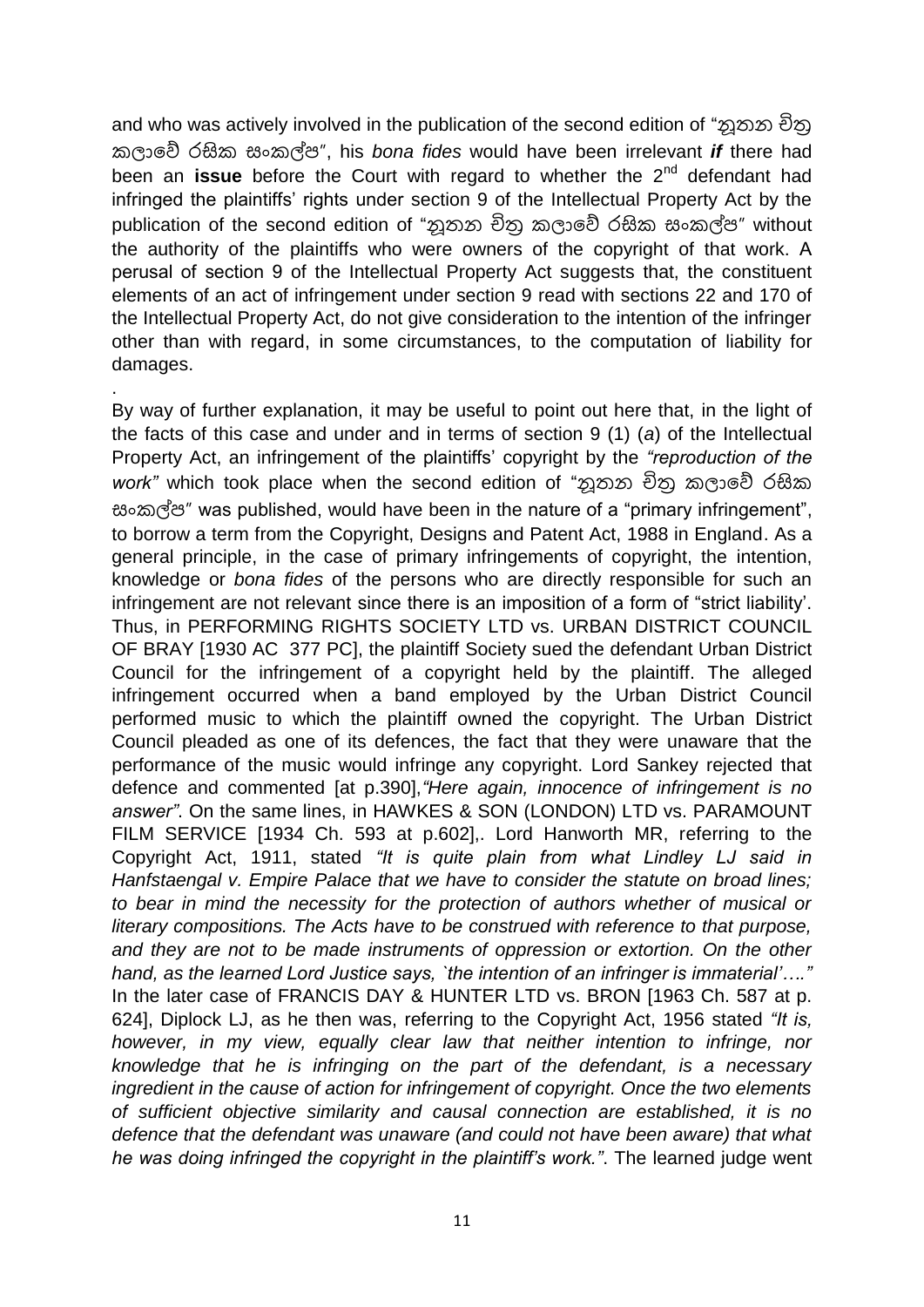and who was actively involved in the publication of the second edition of "නූතන චිත්‍ර කලාවේ රසික සංකල්ප", his *bona fides* would have been irrelevant ***if*** there had been an **issue** before the Court with regard to whether the 2nd defendant had infringed the plaintiffs' rights under section 9 of the Intellectual Property Act by the publication of the second edition of "නූතන චිත්‍ර කලාවේ රසික සංකල්ප" without the authority of the plaintiffs who were owners of the copyright of that work. A perusal of section 9 of the Intellectual Property Act suggests that, the constituent elements of an act of infringement under section 9 read with sections 22 and 170 of the Intellectual Property Act, do not give consideration to the intention of the infringer other than with regard, in some circumstances, to the computation of liability for damages.

.

By way of further explanation, it may be useful to point out here that, in the light of the facts of this case and under and in terms of section 9 (1) (*a*) of the Intellectual Property Act, an infringement of the plaintiffs' copyright by the *"reproduction of the work"* which took place when the second edition of "නූතන චිත්‍ර කලාවේ රසික සංකල්ප" was published, would have been in the nature of a "primary infringement", to borrow a term from the Copyright, Designs and Patent Act, 1988 in England. As a general principle, in the case of primary infringements of copyright, the intention, knowledge or *bona fides* of the persons who are directly responsible for such an infringement are not relevant since there is an imposition of a form of "strict liability'. Thus, in PERFORMING RIGHTS SOCIETY LTD vs. URBAN DISTRICT COUNCIL OF BRAY [1930 AC 377 PC], the plaintiff Society sued the defendant Urban District Council for the infringement of a copyright held by the plaintiff. The alleged infringement occurred when a band employed by the Urban District Council performed music to which the plaintiff owned the copyright. The Urban District Council pleaded as one of its defences, the fact that they were unaware that the performance of the music would infringe any copyright. Lord Sankey rejected that defence and commented [at p.390],*"Here again, innocence of infringement is no answer"*. On the same lines, in HAWKES & SON (LONDON) LTD vs. PARAMOUNT FILM SERVICE [1934 Ch. 593 at p.602],. Lord Hanworth MR, referring to the Copyright Act, 1911, stated *"It is quite plain from what Lindley LJ said in Hanfstaengal v. Empire Palace that we have to consider the statute on broad lines; to bear in mind the necessity for the protection of authors whether of musical or literary compositions. The Acts have to be construed with reference to that purpose, and they are not to be made instruments of oppression or extortion. On the other hand, as the learned Lord Justice says, `the intention of an infringer is immaterial'…."* In the later case of FRANCIS DAY & HUNTER LTD vs. BRON [1963 Ch. 587 at p. 624], Diplock LJ, as he then was, referring to the Copyright Act, 1956 stated *"It is, however, in my view, equally clear law that neither intention to infringe, nor knowledge that he is infringing on the part of the defendant, is a necessary ingredient in the cause of action for infringement of copyright. Once the two elements of sufficient objective similarity and causal connection are established, it is no defence that the defendant was unaware (and could not have been aware) that what he was doing infringed the copyright in the plaintiff's work."*. The learned judge went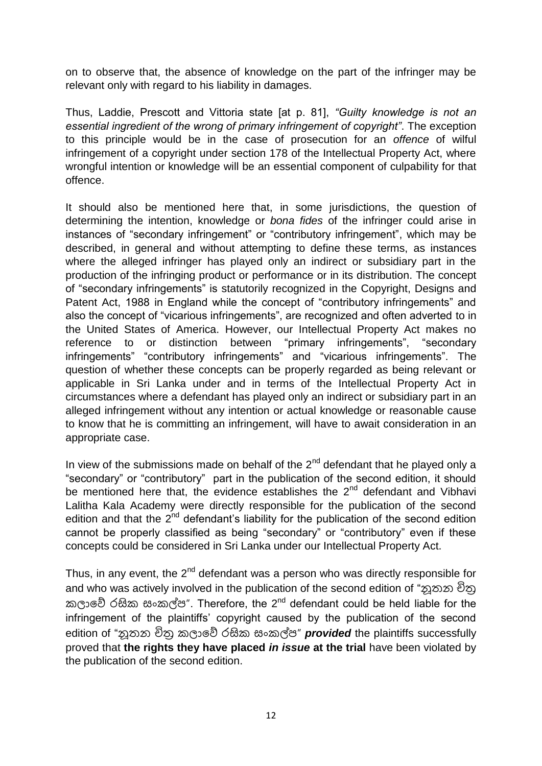on to observe that, the absence of knowledge on the part of the infringer may be relevant only with regard to his liability in damages.

Thus, Laddie, Prescott and Vittoria state [at p. 81], *"Guilty knowledge is not an essential ingredient of the wrong of primary infringement of copyright"*. The exception to this principle would be in the case of prosecution for an *offence* of wilful infringement of a copyright under section 178 of the Intellectual Property Act, where wrongful intention or knowledge will be an essential component of culpability for that offence.

It should also be mentioned here that, in some jurisdictions, the question of determining the intention, knowledge or *bona fides* of the infringer could arise in instances of "secondary infringement" or "contributory infringement", which may be described, in general and without attempting to define these terms, as instances where the alleged infringer has played only an indirect or subsidiary part in the production of the infringing product or performance or in its distribution. The concept of "secondary infringements" is statutorily recognized in the Copyright, Designs and Patent Act, 1988 in England while the concept of "contributory infringements" and also the concept of "vicarious infringements", are recognized and often adverted to in the United States of America. However, our Intellectual Property Act makes no reference to or distinction between "primary infringements", "secondary infringements" "contributory infringements" and "vicarious infringements". The question of whether these concepts can be properly regarded as being relevant or applicable in Sri Lanka under and in terms of the Intellectual Property Act in circumstances where a defendant has played only an indirect or subsidiary part in an alleged infringement without any intention or actual knowledge or reasonable cause to know that he is committing an infringement, will have to await consideration in an appropriate case.

In view of the submissions made on behalf of the 2nd defendant that he played only a "secondary" or "contributory" part in the publication of the second edition, it should be mentioned here that, the evidence establishes the 2nd defendant and Vibhavi Lalitha Kala Academy were directly responsible for the publication of the second edition and that the 2nd defendant's liability for the publication of the second edition cannot be properly classified as being "secondary" or "contributory" even if these concepts could be considered in Sri Lanka under our Intellectual Property Act.

Thus, in any event, the 2nd defendant was a person who was directly responsible for and who was actively involved in the publication of the second edition of "නූතන චිත්‍ර කලාවේ රසික සංකල්ප". Therefore, the 2nd defendant could be held liable for the infringement of the plaintiffs' copyright caused by the publication of the second edition of "නූතන චිත්‍ර කලාවේ රසික සංකල්ප" ***provided*** the plaintiffs successfully proved that **the rights they have placed *in issue* at the trial** have been violated by the publication of the second edition.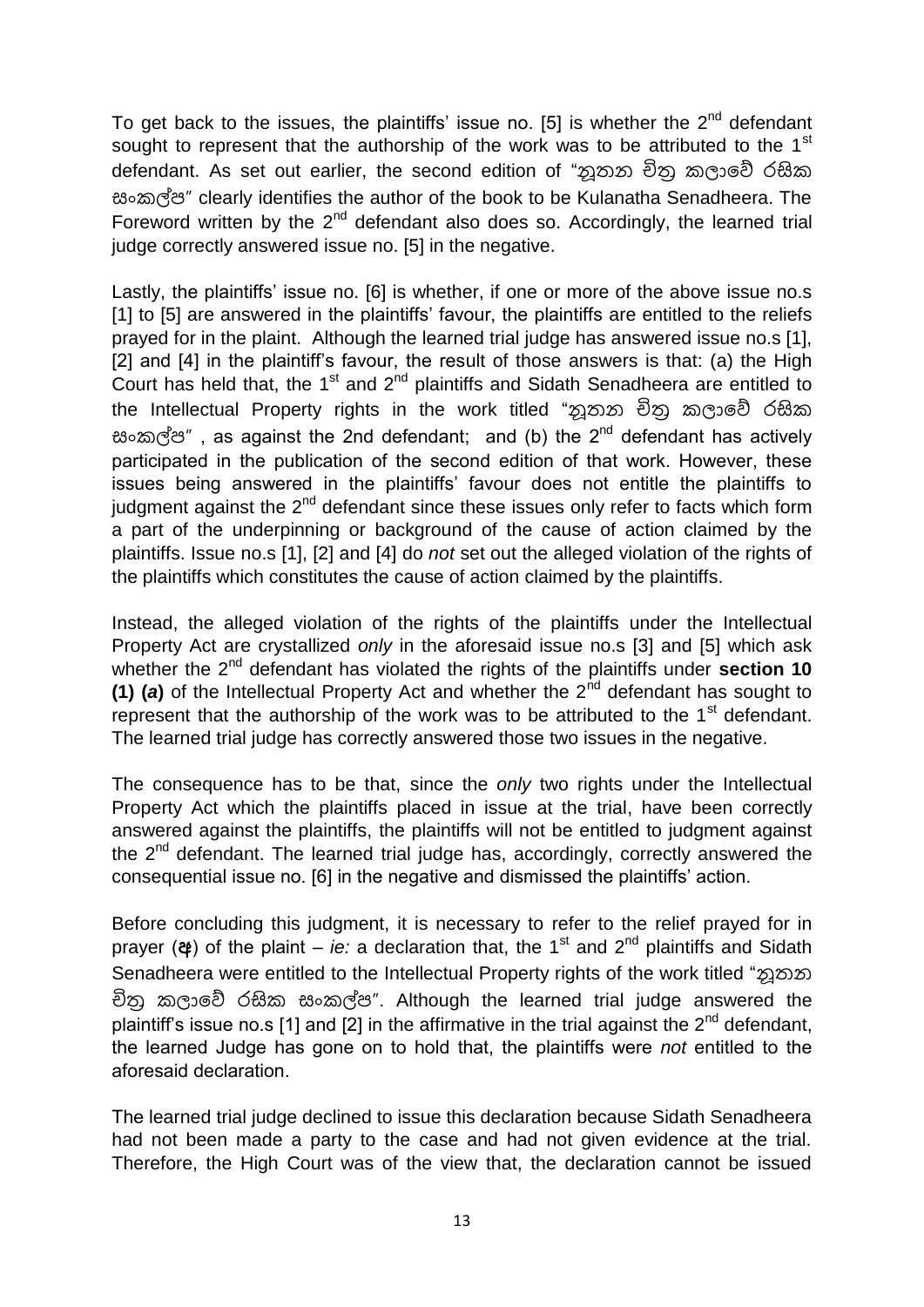To get back to the issues, the plaintiffs' issue no. [5] is whether the 2nd defendant sought to represent that the authorship of the work was to be attributed to the 1st defendant. As set out earlier, the second edition of "නූතන චිත්‍ර කලාවේ රසික සංකල්ප" clearly identifies the author of the book to be Kulanatha Senadheera. The Foreword written by the 2nd defendant also does so. Accordingly, the learned trial judge correctly answered issue no. [5] in the negative.

Lastly, the plaintiffs' issue no. [6] is whether, if one or more of the above issue no.s [1] to [5] are answered in the plaintiffs' favour, the plaintiffs are entitled to the reliefs prayed for in the plaint. Although the learned trial judge has answered issue no.s [1], [2] and [4] in the plaintiff's favour, the result of those answers is that: (a) the High Court has held that, the 1st and 2nd plaintiffs and Sidath Senadheera are entitled to the Intellectual Property rights in the work titled "නූතන චිත්‍ර කලාවේ රසික සංකල්ප" , as against the 2nd defendant; and (b) the 2nd defendant has actively participated in the publication of the second edition of that work. However, these issues being answered in the plaintiffs' favour does not entitle the plaintiffs to judgment against the 2nd defendant since these issues only refer to facts which form a part of the underpinning or background of the cause of action claimed by the plaintiffs. Issue no.s [1], [2] and [4] do *not* set out the alleged violation of the rights of the plaintiffs which constitutes the cause of action claimed by the plaintiffs.

Instead, the alleged violation of the rights of the plaintiffs under the Intellectual Property Act are crystallized *only* in the aforesaid issue no.s [3] and [5] which ask whether the 2nd defendant has violated the rights of the plaintiffs under **section 10 (1) (*a*)** of the Intellectual Property Act and whether the 2nd defendant has sought to represent that the authorship of the work was to be attributed to the 1st defendant. The learned trial judge has correctly answered those two issues in the negative.

The consequence has to be that, since the *only* two rights under the Intellectual Property Act which the plaintiffs placed in issue at the trial, have been correctly answered against the plaintiffs, the plaintiffs will not be entitled to judgment against the 2nd defendant. The learned trial judge has, accordingly, correctly answered the consequential issue no. [6] in the negative and dismissed the plaintiffs' action.

Before concluding this judgment, it is necessary to refer to the relief prayed for in prayer (**ඇ**) of the plaint – *ie:* a declaration that, the 1st and 2nd plaintiffs and Sidath Senadheera were entitled to the Intellectual Property rights of the work titled "නූතන චිත්‍ර කලාවේ රසික සංකල්ප". Although the learned trial judge answered the plaintiff's issue no.s [1] and [2] in the affirmative in the trial against the 2nd defendant, the learned Judge has gone on to hold that, the plaintiffs were *not* entitled to the aforesaid declaration.

The learned trial judge declined to issue this declaration because Sidath Senadheera had not been made a party to the case and had not given evidence at the trial. Therefore, the High Court was of the view that, the declaration cannot be issued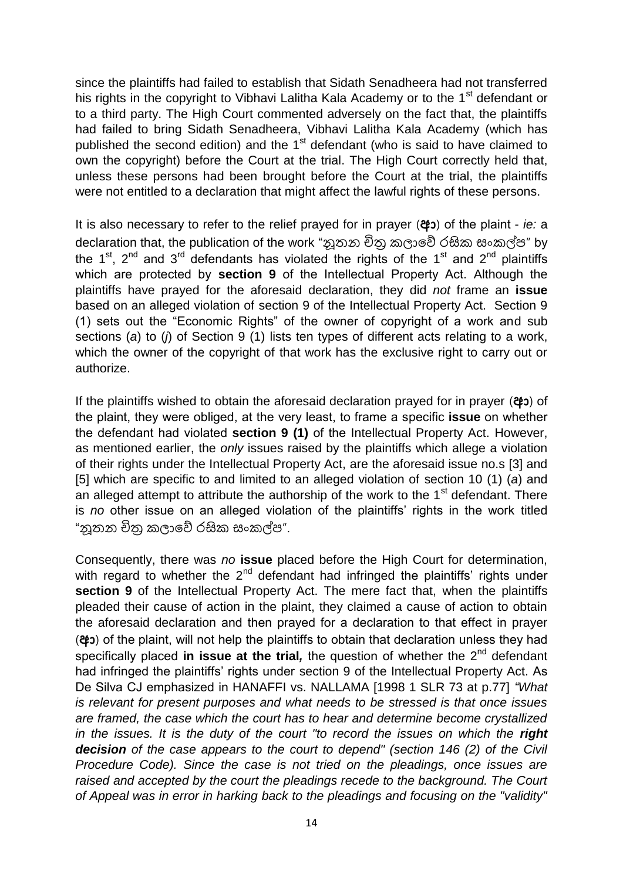since the plaintiffs had failed to establish that Sidath Senadheera had not transferred his rights in the copyright to Vibhavi Lalitha Kala Academy or to the 1st defendant or to a third party. The High Court commented adversely on the fact that, the plaintiffs had failed to bring Sidath Senadheera, Vibhavi Lalitha Kala Academy (which has published the second edition) and the 1st defendant (who is said to have claimed to own the copyright) before the Court at the trial. The High Court correctly held that, unless these persons had been brought before the Court at the trial, the plaintiffs were not entitled to a declaration that might affect the lawful rights of these persons.

It is also necessary to refer to the relief prayed for in prayer (**ඇ**) of the plaint - *ie:* a declaration that, the publication of the work "නූතන චිත්‍ර කලාවේ රසික සංකල්ප" by the 1st, 2nd and 3rd defendants has violated the rights of the 1st and 2nd plaintiffs which are protected by **section 9** of the Intellectual Property Act. Although the plaintiffs have prayed for the aforesaid declaration, they did *not* frame an **issue** based on an alleged violation of section 9 of the Intellectual Property Act. Section 9 (1) sets out the "Economic Rights" of the owner of copyright of a work and sub sections (*a*) to (*j*) of Section 9 (1) lists ten types of different acts relating to a work, which the owner of the copyright of that work has the exclusive right to carry out or authorize.

If the plaintiffs wished to obtain the aforesaid declaration prayed for in prayer (**ඇ**) of the plaint, they were obliged, at the very least, to frame a specific **issue** on whether the defendant had violated **section 9 (1)** of the Intellectual Property Act. However, as mentioned earlier, the *only* issues raised by the plaintiffs which allege a violation of their rights under the Intellectual Property Act, are the aforesaid issue no.s [3] and [5] which are specific to and limited to an alleged violation of section 10 (1) (*a*) and an alleged attempt to attribute the authorship of the work to the 1st defendant. There is *no* other issue on an alleged violation of the plaintiffs' rights in the work titled "නූතන චිත්‍ර කලාවේ රසික සංකල්ප".

Consequently, there was *no* **issue** placed before the High Court for determination, with regard to whether the 2nd defendant had infringed the plaintiffs' rights under **section 9** of the Intellectual Property Act. The mere fact that, when the plaintiffs pleaded their cause of action in the plaint, they claimed a cause of action to obtain the aforesaid declaration and then prayed for a declaration to that effect in prayer (**ඇ**) of the plaint, will not help the plaintiffs to obtain that declaration unless they had specifically placed **in issue at the trial,** the question of whether the 2nd defendant had infringed the plaintiffs' rights under section 9 of the Intellectual Property Act. As De Silva CJ emphasized in HANAFFI vs. NALLAMA [1998 1 SLR 73 at p.77] *"What is relevant for present purposes and what needs to be stressed is that once issues are framed, the case which the court has to hear and determine become crystallized in the issues. It is the duty of the court "to record the issues on which the **right decision** of the case appears to the court to depend" (section 146 (2) of the Civil Procedure Code). Since the case is not tried on the pleadings, once issues are raised and accepted by the court the pleadings recede to the background. The Court of Appeal was in error in harking back to the pleadings and focusing on the "validity"*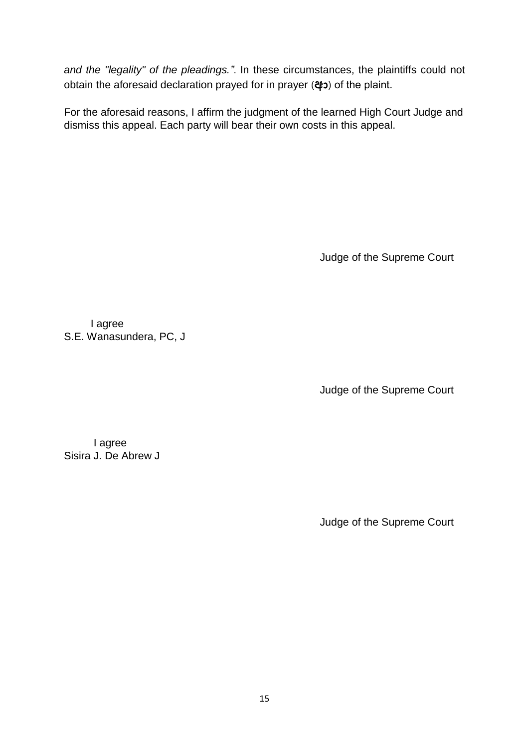*and the "legality" of the pleadings.".* In these circumstances, the plaintiffs could not obtain the aforesaid declaration prayed for in prayer (ඈ) of the plaint.

For the aforesaid reasons, I affirm the judgment of the learned High Court Judge and dismiss this appeal. Each party will bear their own costs in this appeal.

Judge of the Supreme Court

I agree
S.E. Wanasundera, PC, J

Judge of the Supreme Court

I agree
Sisira J. De Abrew J

Judge of the Supreme Court